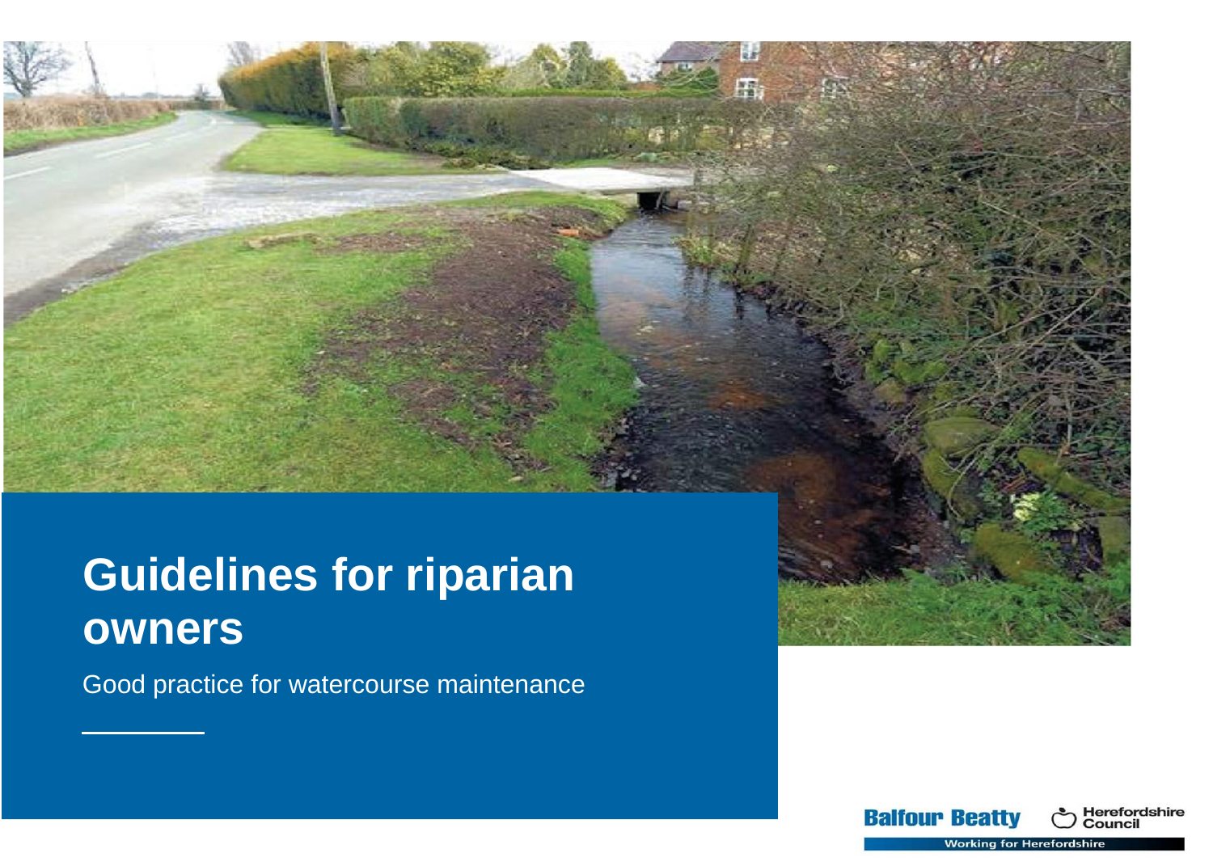# Guidelines for riparian owners

Good practice for watercourse maintenance

Balfour Beatty

Herefordshire Council

Working for Herefordshire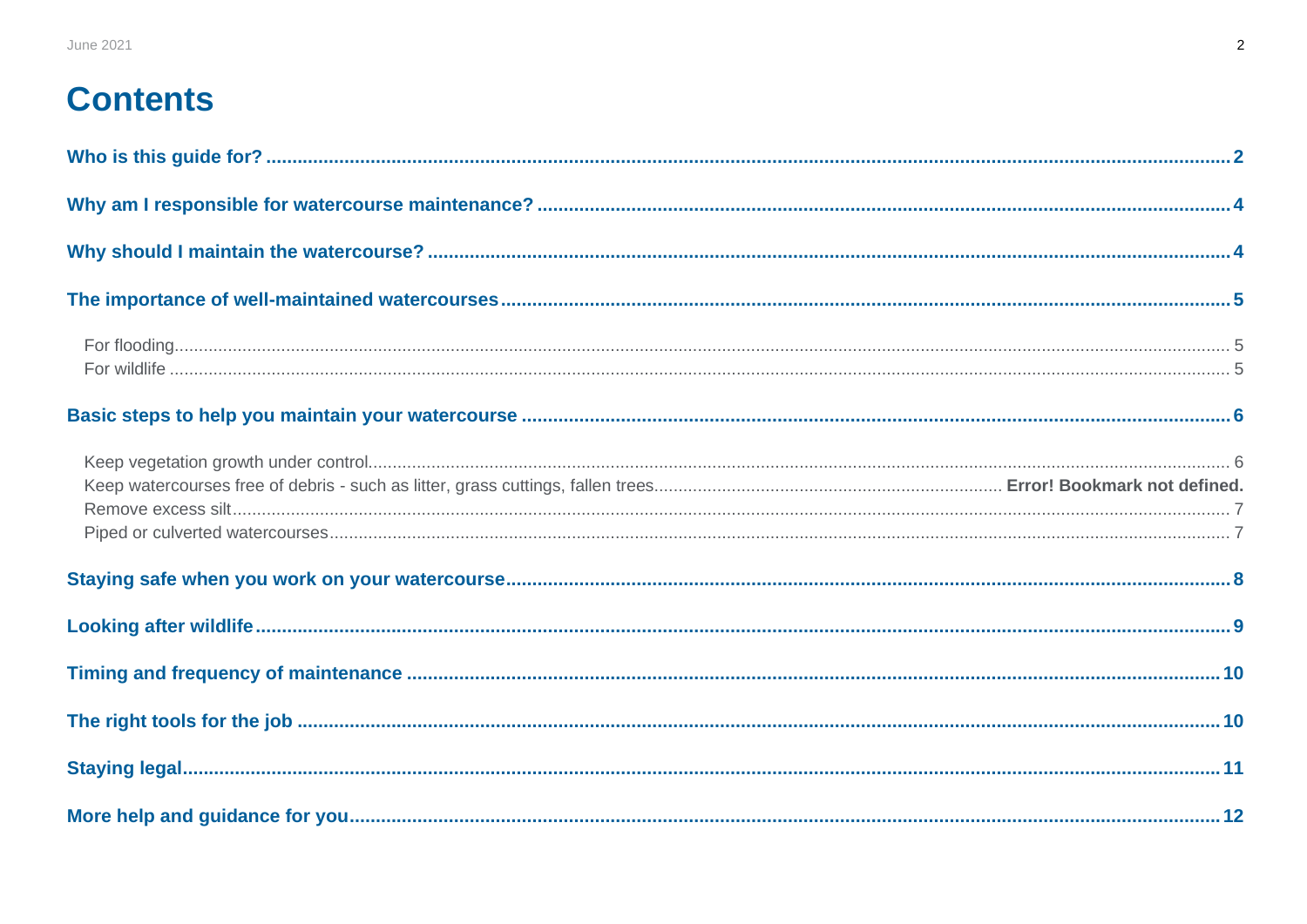# Contents

**Who is this guide for?** ...... **2**

**Why am I responsible for watercourse maintenance?** ...... **4**

**Why should I maintain the watercourse?** ...... **4**

**The importance of well-maintained watercourses** ...... **5**

- For flooding ...... 5
- For wildlife ...... 5

**Basic steps to help you maintain your watercourse** ...... **6**

- Keep vegetation growth under control ...... 6
- Keep watercourses free of debris - such as litter, grass cuttings, fallen trees ...... **Error! Bookmark not defined.**
- Remove excess silt ...... 7
- Piped or culverted watercourses ...... 7

**Staying safe when you work on your watercourse** ...... **8**

**Looking after wildlife** ...... **9**

**Timing and frequency of maintenance** ...... **10**

**The right tools for the job** ...... **10**

**Staying legal** ...... **11**

**More help and guidance for you** ...... **12**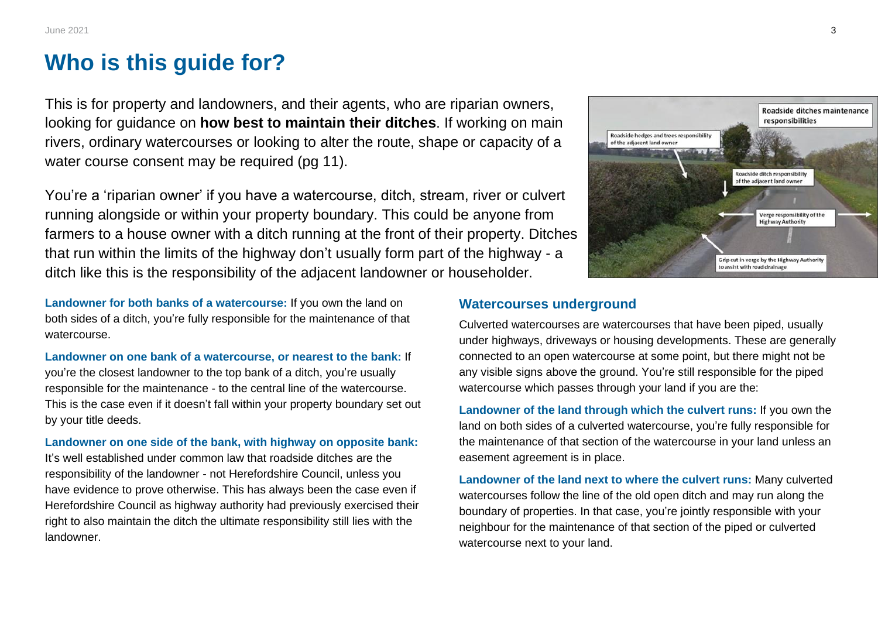# Who is this guide for?

This is for property and landowners, and their agents, who are riparian owners, looking for guidance on **how best to maintain their ditches**. If working on main rivers, ordinary watercourses or looking to alter the route, shape or capacity of a water course consent may be required (pg 11).

You're a 'riparian owner' if you have a watercourse, ditch, stream, river or culvert running alongside or within your property boundary. This could be anyone from farmers to a house owner with a ditch running at the front of their property. Ditches that run within the limits of the highway don't usually form part of the highway - a ditch like this is the responsibility of the adjacent landowner or householder.

**Landowner for both banks of a watercourse:** If you own the land on both sides of a ditch, you're fully responsible for the maintenance of that watercourse.

**Landowner on one bank of a watercourse, or nearest to the bank:** If you're the closest landowner to the top bank of a ditch, you're usually responsible for the maintenance - to the central line of the watercourse. This is the case even if it doesn't fall within your property boundary set out by your title deeds.

**Landowner on one side of the bank, with highway on opposite bank:** It's well established under common law that roadside ditches are the responsibility of the landowner - not Herefordshire Council, unless you have evidence to prove otherwise. This has always been the case even if Herefordshire Council as highway authority had previously exercised their right to also maintain the ditch the ultimate responsibility still lies with the landowner.

## Watercourses underground

Culverted watercourses are watercourses that have been piped, usually under highways, driveways or housing developments. These are generally connected to an open watercourse at some point, but there might not be any visible signs above the ground. You're still responsible for the piped watercourse which passes through your land if you are the:

**Landowner of the land through which the culvert runs:** If you own the land on both sides of a culverted watercourse, you're fully responsible for the maintenance of that section of the watercourse in your land unless an easement agreement is in place.

**Landowner of the land next to where the culvert runs:** Many culverted watercourses follow the line of the old open ditch and may run along the boundary of properties. In that case, you're jointly responsible with your neighbour for the maintenance of that section of the piped or culverted watercourse next to your land.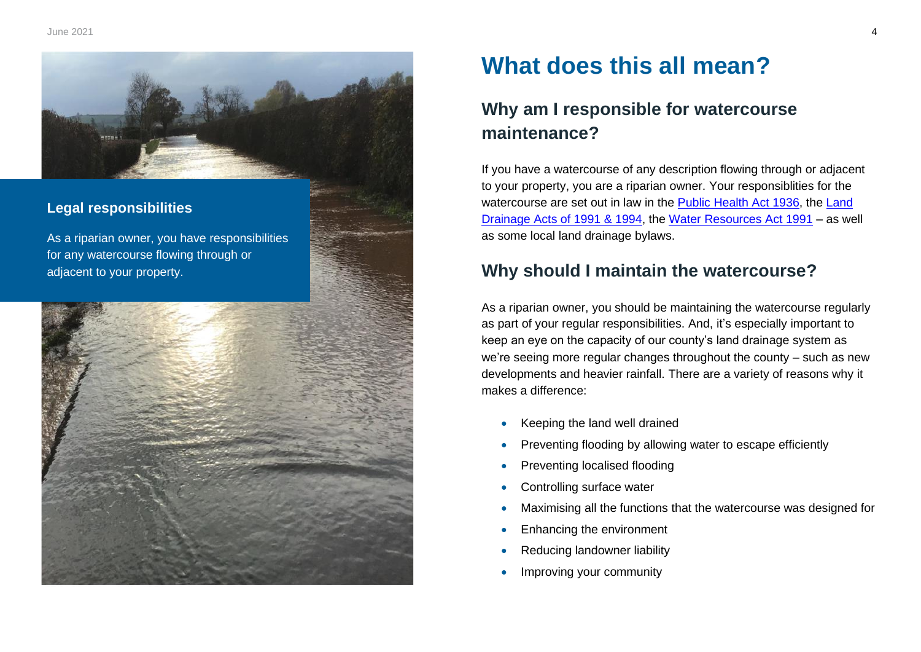**Legal responsibilities**

As a riparian owner, you have responsibilities for any watercourse flowing through or adjacent to your property.

# What does this all mean?

## Why am I responsible for watercourse maintenance?

If you have a watercourse of any description flowing through or adjacent to your property, you are a riparian owner. Your responsiblities for the watercourse are set out in law in the Public Health Act 1936, the Land Drainage Acts of 1991 & 1994, the Water Resources Act 1991 – as well as some local land drainage bylaws.

## Why should I maintain the watercourse?

As a riparian owner, you should be maintaining the watercourse regularly as part of your regular responsibilities. And, it's especially important to keep an eye on the capacity of our county's land drainage system as we're seeing more regular changes throughout the county – such as new developments and heavier rainfall. There are a variety of reasons why it makes a difference:

- Keeping the land well drained
- Preventing flooding by allowing water to escape efficiently
- Preventing localised flooding
- Controlling surface water
- Maximising all the functions that the watercourse was designed for
- Enhancing the environment
- Reducing landowner liability
- Improving your community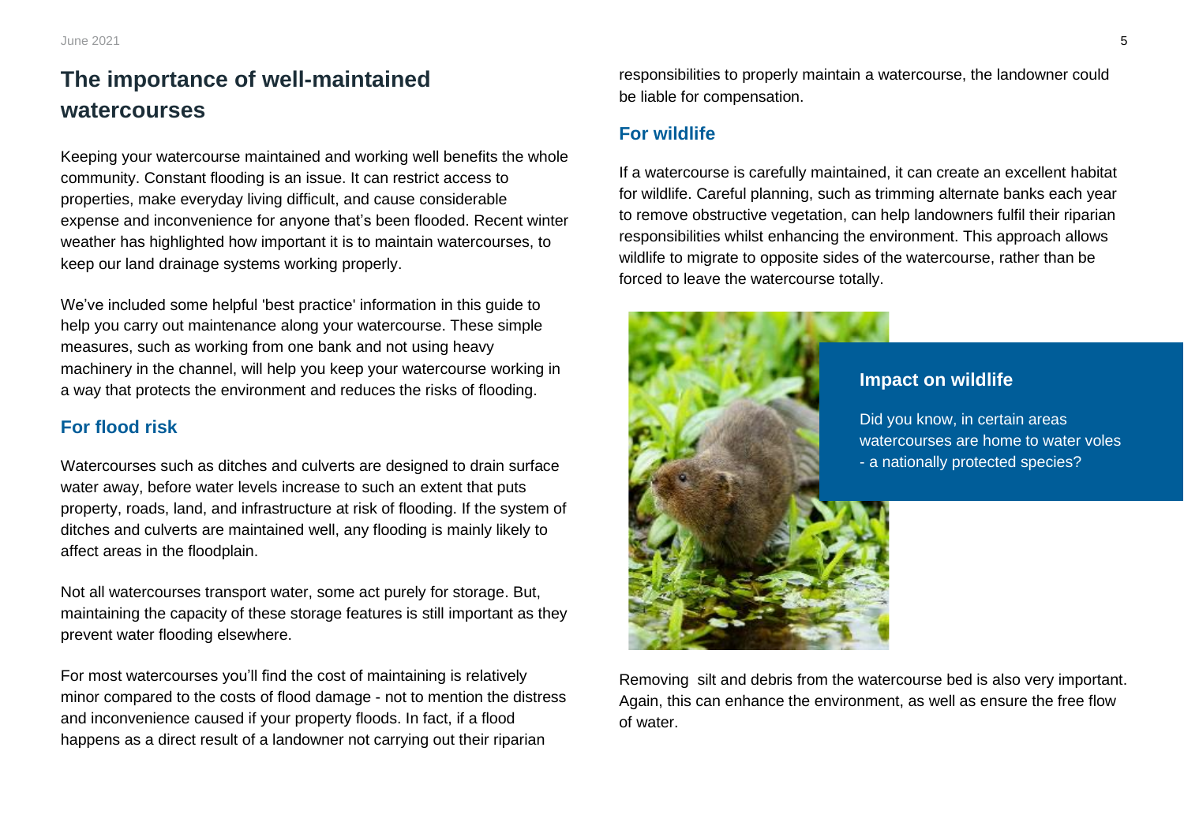# The importance of well-maintained watercourses

Keeping your watercourse maintained and working well benefits the whole community. Constant flooding is an issue. It can restrict access to properties, make everyday living difficult, and cause considerable expense and inconvenience for anyone that's been flooded. Recent winter weather has highlighted how important it is to maintain watercourses, to keep our land drainage systems working properly.

We've included some helpful 'best practice' information in this guide to help you carry out maintenance along your watercourse. These simple measures, such as working from one bank and not using heavy machinery in the channel, will help you keep your watercourse working in a way that protects the environment and reduces the risks of flooding.

## For flood risk

Watercourses such as ditches and culverts are designed to drain surface water away, before water levels increase to such an extent that puts property, roads, land, and infrastructure at risk of flooding. If the system of ditches and culverts are maintained well, any flooding is mainly likely to affect areas in the floodplain.

Not all watercourses transport water, some act purely for storage. But, maintaining the capacity of these storage features is still important as they prevent water flooding elsewhere.

For most watercourses you'll find the cost of maintaining is relatively minor compared to the costs of flood damage - not to mention the distress and inconvenience caused if your property floods. In fact, if a flood happens as a direct result of a landowner not carrying out their riparian responsibilities to properly maintain a watercourse, the landowner could be liable for compensation.

## For wildlife

If a watercourse is carefully maintained, it can create an excellent habitat for wildlife. Careful planning, such as trimming alternate banks each year to remove obstructive vegetation, can help landowners fulfil their riparian responsibilities whilst enhancing the environment. This approach allows wildlife to migrate to opposite sides of the watercourse, rather than be forced to leave the watercourse totally.

### Impact on wildlife

Did you know, in certain areas watercourses are home to water voles - a nationally protected species?

Removing silt and debris from the watercourse bed is also very important. Again, this can enhance the environment, as well as ensure the free flow of water.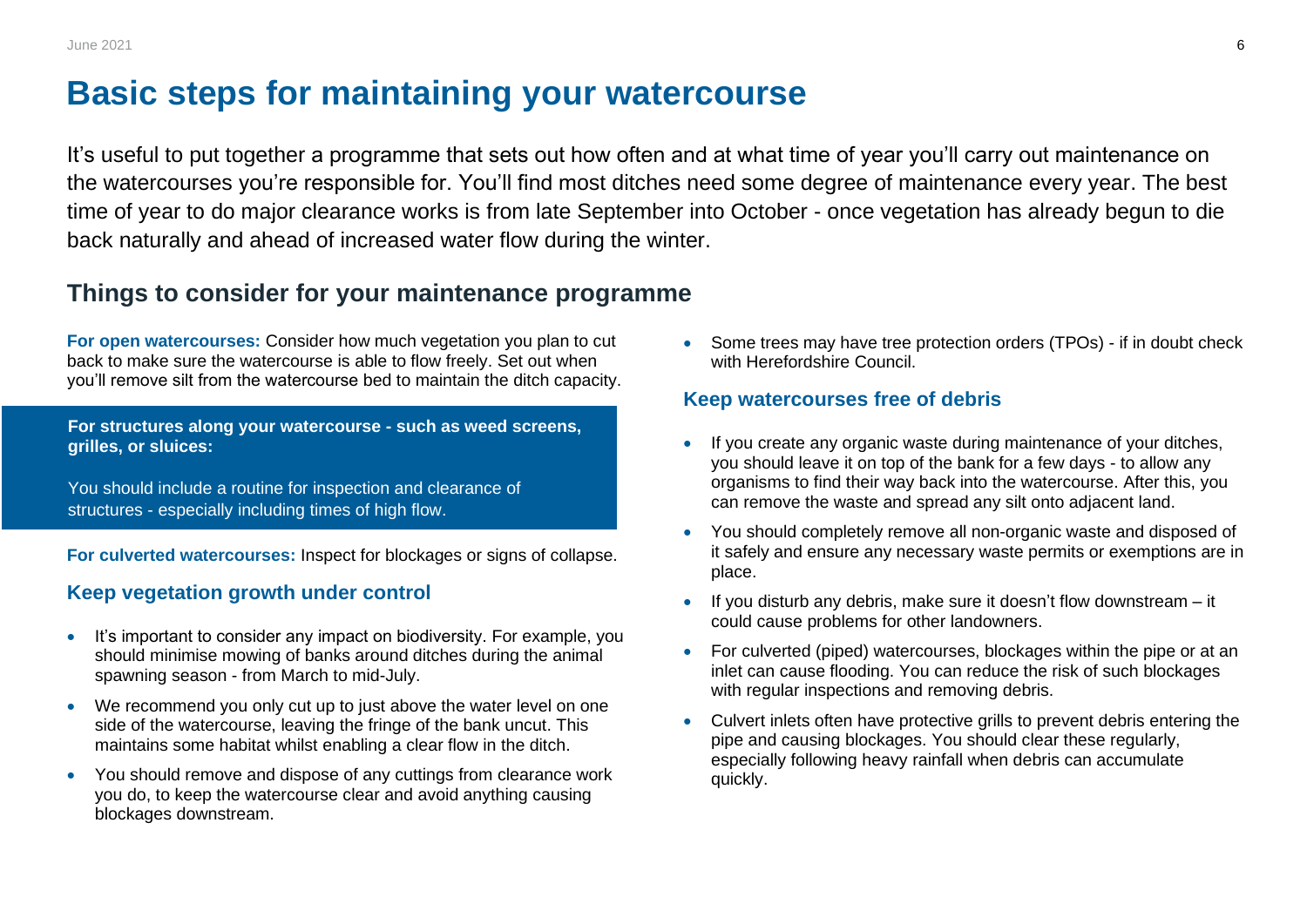# Basic steps for maintaining your watercourse

It's useful to put together a programme that sets out how often and at what time of year you'll carry out maintenance on the watercourses you're responsible for. You'll find most ditches need some degree of maintenance every year. The best time of year to do major clearance works is from late September into October - once vegetation has already begun to die back naturally and ahead of increased water flow during the winter.

## Things to consider for your maintenance programme

**For open watercourses:** Consider how much vegetation you plan to cut back to make sure the watercourse is able to flow freely. Set out when you'll remove silt from the watercourse bed to maintain the ditch capacity.

**For structures along your watercourse - such as weed screens, grilles, or sluices:**

You should include a routine for inspection and clearance of structures - especially including times of high flow.

**For culverted watercourses:** Inspect for blockages or signs of collapse.

### Keep vegetation growth under control

- It's important to consider any impact on biodiversity. For example, you should minimise mowing of banks around ditches during the animal spawning season - from March to mid-July.
- We recommend you only cut up to just above the water level on one side of the watercourse, leaving the fringe of the bank uncut. This maintains some habitat whilst enabling a clear flow in the ditch.
- You should remove and dispose of any cuttings from clearance work you do, to keep the watercourse clear and avoid anything causing blockages downstream.
- Some trees may have tree protection orders (TPOs) - if in doubt check with Herefordshire Council.

### Keep watercourses free of debris

- If you create any organic waste during maintenance of your ditches, you should leave it on top of the bank for a few days - to allow any organisms to find their way back into the watercourse. After this, you can remove the waste and spread any silt onto adjacent land.
- You should completely remove all non-organic waste and disposed of it safely and ensure any necessary waste permits or exemptions are in place.
- If you disturb any debris, make sure it doesn't flow downstream – it could cause problems for other landowners.
- For culverted (piped) watercourses, blockages within the pipe or at an inlet can cause flooding. You can reduce the risk of such blockages with regular inspections and removing debris.
- Culvert inlets often have protective grills to prevent debris entering the pipe and causing blockages. You should clear these regularly, especially following heavy rainfall when debris can accumulate quickly.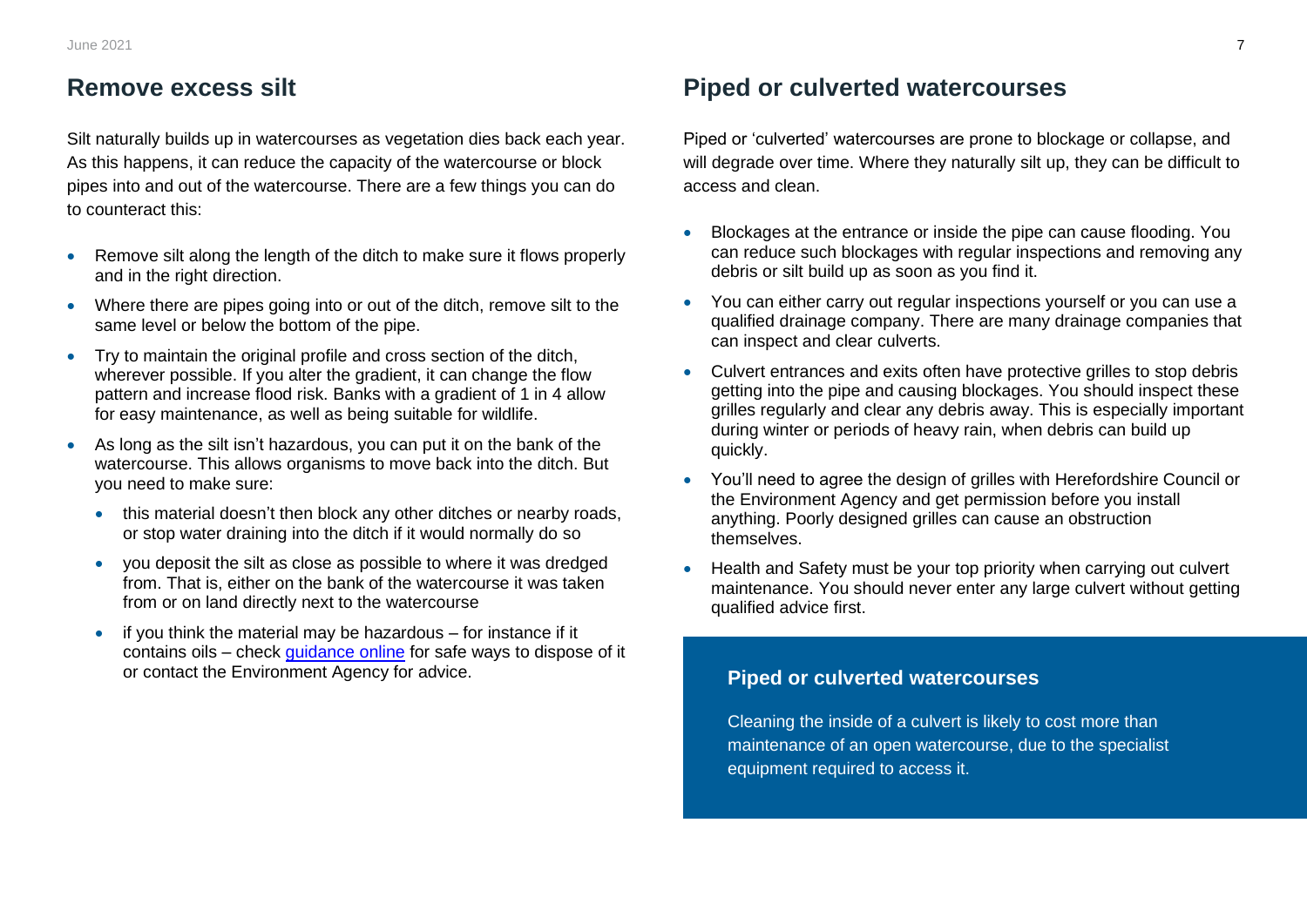## Remove excess silt

Silt naturally builds up in watercourses as vegetation dies back each year. As this happens, it can reduce the capacity of the watercourse or block pipes into and out of the watercourse. There are a few things you can do to counteract this:

- Remove silt along the length of the ditch to make sure it flows properly and in the right direction.
- Where there are pipes going into or out of the ditch, remove silt to the same level or below the bottom of the pipe.
- Try to maintain the original profile and cross section of the ditch, wherever possible. If you alter the gradient, it can change the flow pattern and increase flood risk. Banks with a gradient of 1 in 4 allow for easy maintenance, as well as being suitable for wildlife.
- As long as the silt isn't hazardous, you can put it on the bank of the watercourse. This allows organisms to move back into the ditch. But you need to make sure:
  - this material doesn't then block any other ditches or nearby roads, or stop water draining into the ditch if it would normally do so
  - you deposit the silt as close as possible to where it was dredged from. That is, either on the bank of the watercourse it was taken from or on land directly next to the watercourse
  - if you think the material may be hazardous – for instance if it contains oils – check guidance online for safe ways to dispose of it or contact the Environment Agency for advice.

## Piped or culverted watercourses

Piped or 'culverted' watercourses are prone to blockage or collapse, and will degrade over time. Where they naturally silt up, they can be difficult to access and clean.

- Blockages at the entrance or inside the pipe can cause flooding. You can reduce such blockages with regular inspections and removing any debris or silt build up as soon as you find it.
- You can either carry out regular inspections yourself or you can use a qualified drainage company. There are many drainage companies that can inspect and clear culverts.
- Culvert entrances and exits often have protective grilles to stop debris getting into the pipe and causing blockages. You should inspect these grilles regularly and clear any debris away. This is especially important during winter or periods of heavy rain, when debris can build up quickly.
- You'll need to agree the design of grilles with Herefordshire Council or the Environment Agency and get permission before you install anything. Poorly designed grilles can cause an obstruction themselves.
- Health and Safety must be your top priority when carrying out culvert maintenance. You should never enter any large culvert without getting qualified advice first.

### Piped or culverted watercourses

Cleaning the inside of a culvert is likely to cost more than maintenance of an open watercourse, due to the specialist equipment required to access it.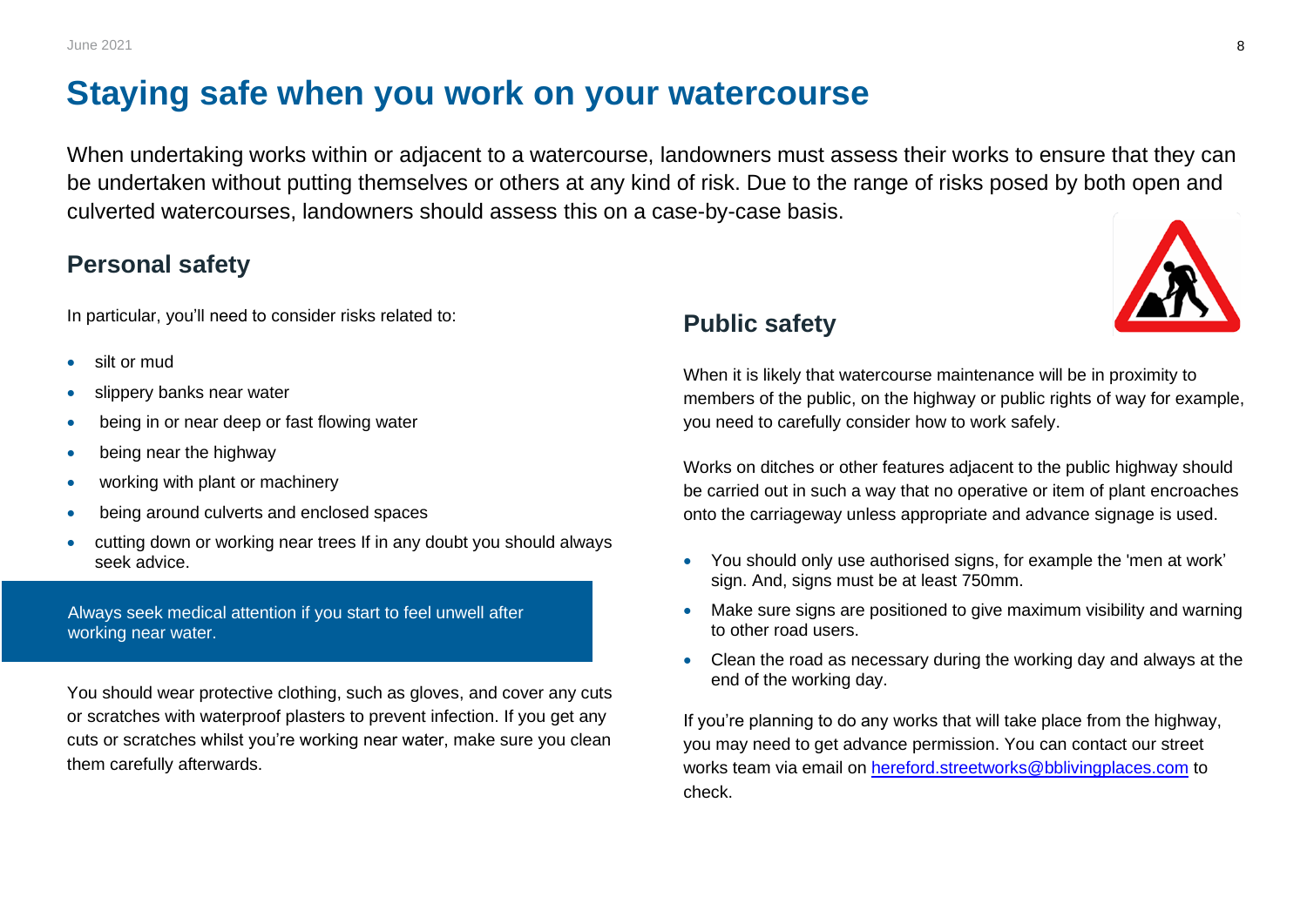# Staying safe when you work on your watercourse

When undertaking works within or adjacent to a watercourse, landowners must assess their works to ensure that they can be undertaken without putting themselves or others at any kind of risk. Due to the range of risks posed by both open and culverted watercourses, landowners should assess this on a case-by-case basis.

## Personal safety

In particular, you'll need to consider risks related to:

- silt or mud
- slippery banks near water
- being in or near deep or fast flowing water
- being near the highway
- working with plant or machinery
- being around culverts and enclosed spaces
- cutting down or working near trees If in any doubt you should always seek advice.

Always seek medical attention if you start to feel unwell after working near water.

You should wear protective clothing, such as gloves, and cover any cuts or scratches with waterproof plasters to prevent infection. If you get any cuts or scratches whilst you're working near water, make sure you clean them carefully afterwards.

## Public safety

When it is likely that watercourse maintenance will be in proximity to members of the public, on the highway or public rights of way for example, you need to carefully consider how to work safely.

Works on ditches or other features adjacent to the public highway should be carried out in such a way that no operative or item of plant encroaches onto the carriageway unless appropriate and advance signage is used.

- You should only use authorised signs, for example the 'men at work' sign. And, signs must be at least 750mm.
- Make sure signs are positioned to give maximum visibility and warning to other road users.
- Clean the road as necessary during the working day and always at the end of the working day.

If you're planning to do any works that will take place from the highway, you may need to get advance permission. You can contact our street works team via email on [hereford.streetworks@bblivingplaces.com](mailto:hereford.streetworks@bblivingplaces.com) to check.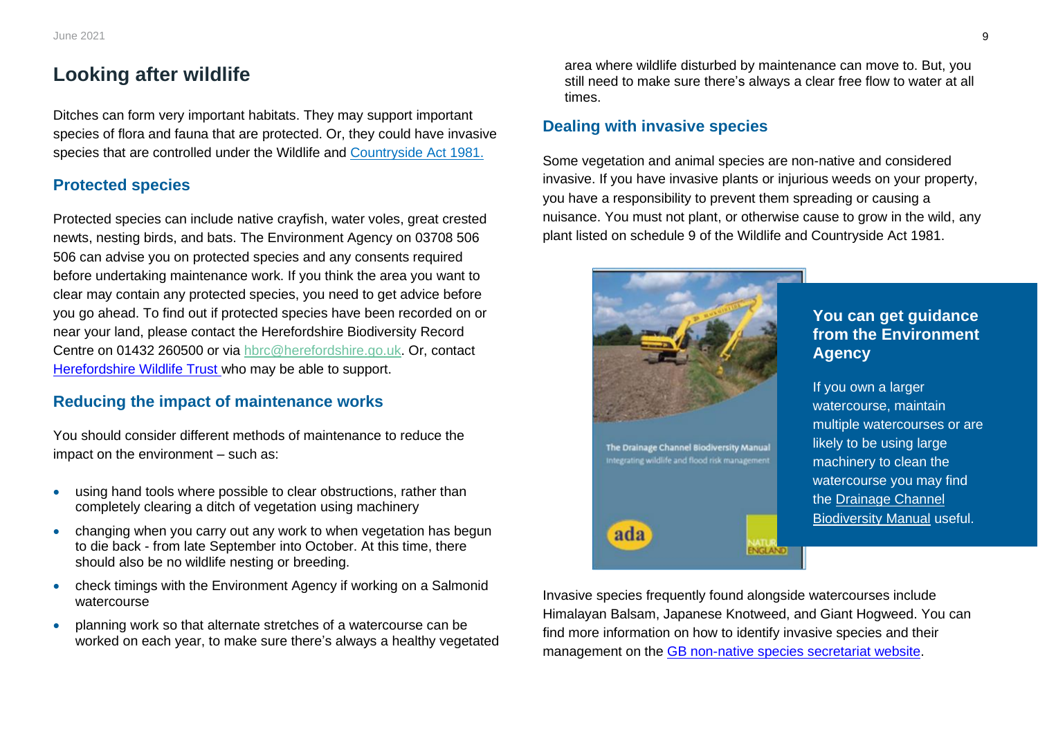# Looking after wildlife

Ditches can form very important habitats. They may support important species of flora and fauna that are protected. Or, they could have invasive species that are controlled under the Wildlife and Countryside Act 1981.

## Protected species

Protected species can include native crayfish, water voles, great crested newts, nesting birds, and bats. The Environment Agency on 03708 506 506 can advise you on protected species and any consents required before undertaking maintenance work. If you think the area you want to clear may contain any protected species, you need to get advice before you go ahead. To find out if protected species have been recorded on or near your land, please contact the Herefordshire Biodiversity Record Centre on 01432 260500 or via hbrc@herefordshire.go.uk. Or, contact Herefordshire Wildlife Trust who may be able to support.

## Reducing the impact of maintenance works

You should consider different methods of maintenance to reduce the impact on the environment – such as:

- using hand tools where possible to clear obstructions, rather than completely clearing a ditch of vegetation using machinery
- changing when you carry out any work to when vegetation has begun to die back - from late September into October. At this time, there should also be no wildlife nesting or breeding.
- check timings with the Environment Agency if working on a Salmonid watercourse
- planning work so that alternate stretches of a watercourse can be worked on each year, to make sure there's always a healthy vegetated area where wildlife disturbed by maintenance can move to. But, you still need to make sure there's always a clear free flow to water at all times.

## Dealing with invasive species

Some vegetation and animal species are non-native and considered invasive. If you have invasive plants or injurious weeds on your property, you have a responsibility to prevent them spreading or causing a nuisance. You must not plant, or otherwise cause to grow in the wild, any plant listed on schedule 9 of the Wildlife and Countryside Act 1981.

### You can get guidance from the Environment Agency

If you own a larger watercourse, maintain multiple watercourses or are likely to be using large machinery to clean the watercourse you may find the Drainage Channel Biodiversity Manual useful.

Invasive species frequently found alongside watercourses include Himalayan Balsam, Japanese Knotweed, and Giant Hogweed. You can find more information on how to identify invasive species and their management on the GB non-native species secretariat website.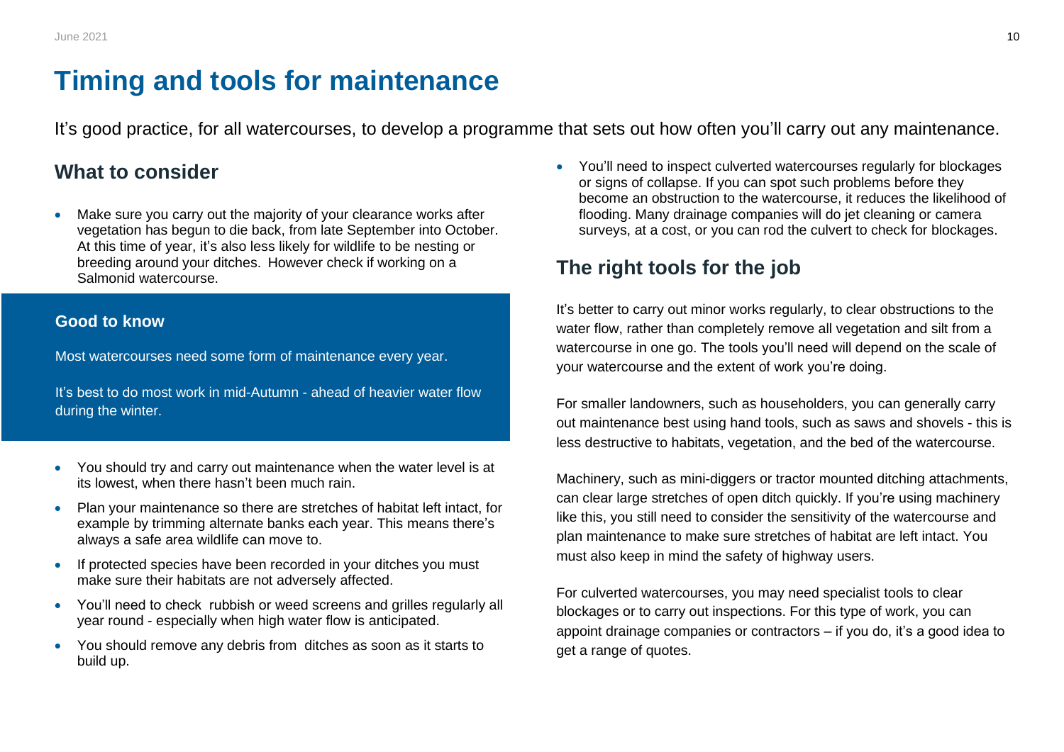# Timing and tools for maintenance

It's good practice, for all watercourses, to develop a programme that sets out how often you'll carry out any maintenance.

## What to consider

- Make sure you carry out the majority of your clearance works after vegetation has begun to die back, from late September into October. At this time of year, it's also less likely for wildlife to be nesting or breeding around your ditches. However check if working on a Salmonid watercourse.

### Good to know

Most watercourses need some form of maintenance every year.

It's best to do most work in mid-Autumn - ahead of heavier water flow during the winter.

- You should try and carry out maintenance when the water level is at its lowest, when there hasn't been much rain.
- Plan your maintenance so there are stretches of habitat left intact, for example by trimming alternate banks each year. This means there's always a safe area wildlife can move to.
- If protected species have been recorded in your ditches you must make sure their habitats are not adversely affected.
- You'll need to check rubbish or weed screens and grilles regularly all year round - especially when high water flow is anticipated.
- You should remove any debris from ditches as soon as it starts to build up.
- You'll need to inspect culverted watercourses regularly for blockages or signs of collapse. If you can spot such problems before they become an obstruction to the watercourse, it reduces the likelihood of flooding. Many drainage companies will do jet cleaning or camera surveys, at a cost, or you can rod the culvert to check for blockages.

## The right tools for the job

It's better to carry out minor works regularly, to clear obstructions to the water flow, rather than completely remove all vegetation and silt from a watercourse in one go. The tools you'll need will depend on the scale of your watercourse and the extent of work you're doing.

For smaller landowners, such as householders, you can generally carry out maintenance best using hand tools, such as saws and shovels - this is less destructive to habitats, vegetation, and the bed of the watercourse.

Machinery, such as mini-diggers or tractor mounted ditching attachments, can clear large stretches of open ditch quickly. If you're using machinery like this, you still need to consider the sensitivity of the watercourse and plan maintenance to make sure stretches of habitat are left intact. You must also keep in mind the safety of highway users.

For culverted watercourses, you may need specialist tools to clear blockages or to carry out inspections. For this type of work, you can appoint drainage companies or contractors – if you do, it's a good idea to get a range of quotes.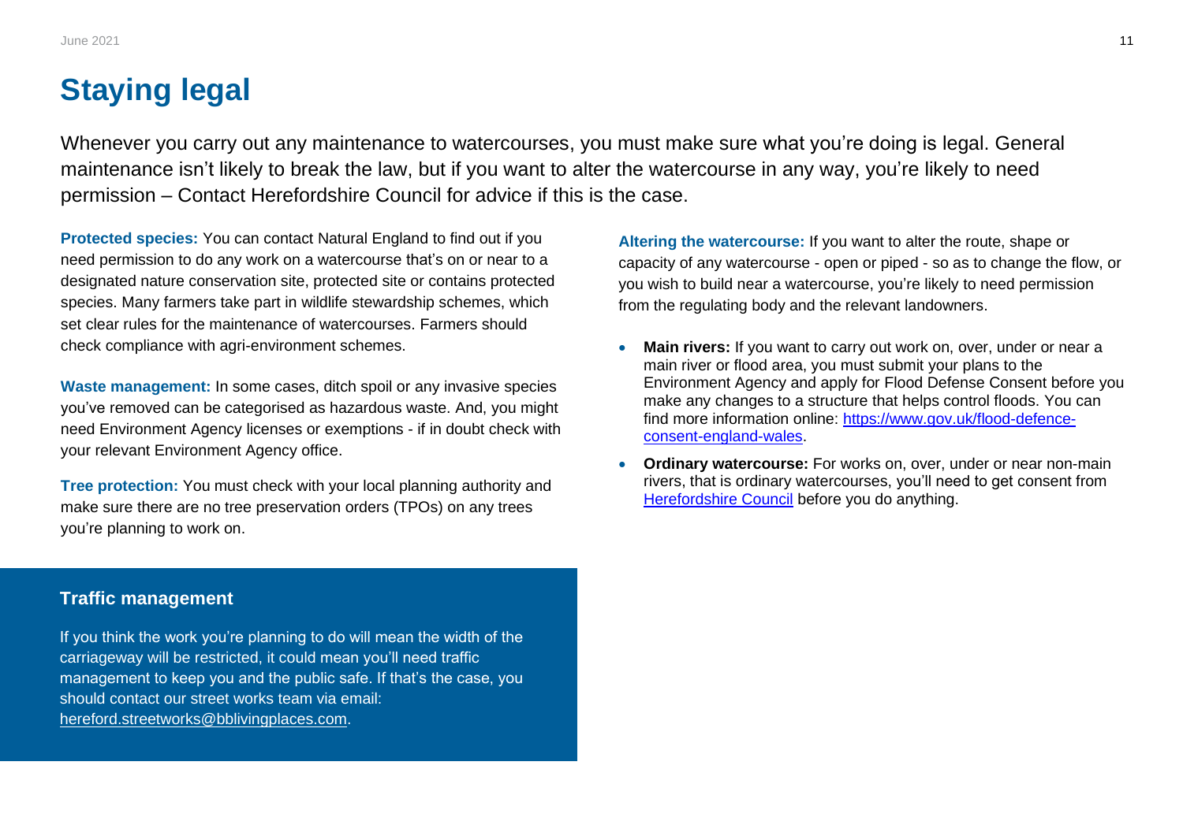# Staying legal

Whenever you carry out any maintenance to watercourses, you must make sure what you're doing is legal. General maintenance isn't likely to break the law, but if you want to alter the watercourse in any way, you're likely to need permission – Contact Herefordshire Council for advice if this is the case.

**Protected species:** You can contact Natural England to find out if you need permission to do any work on a watercourse that's on or near to a designated nature conservation site, protected site or contains protected species. Many farmers take part in wildlife stewardship schemes, which set clear rules for the maintenance of watercourses. Farmers should check compliance with agri-environment schemes.

**Waste management:** In some cases, ditch spoil or any invasive species you've removed can be categorised as hazardous waste. And, you might need Environment Agency licenses or exemptions - if in doubt check with your relevant Environment Agency office.

**Tree protection:** You must check with your local planning authority and make sure there are no tree preservation orders (TPOs) on any trees you're planning to work on.

### Traffic management

If you think the work you're planning to do will mean the width of the carriageway will be restricted, it could mean you'll need traffic management to keep you and the public safe. If that's the case, you should contact our street works team via email: hereford.streetworks@bblivingplaces.com.

**Altering the watercourse:** If you want to alter the route, shape or capacity of any watercourse - open or piped - so as to change the flow, or you wish to build near a watercourse, you're likely to need permission from the regulating body and the relevant landowners.

- **Main rivers:** If you want to carry out work on, over, under or near a main river or flood area, you must submit your plans to the Environment Agency and apply for Flood Defense Consent before you make any changes to a structure that helps control floods. You can find more information online: https://www.gov.uk/flood-defence-consent-england-wales.
- **Ordinary watercourse:** For works on, over, under or near non-main rivers, that is ordinary watercourses, you'll need to get consent from Herefordshire Council before you do anything.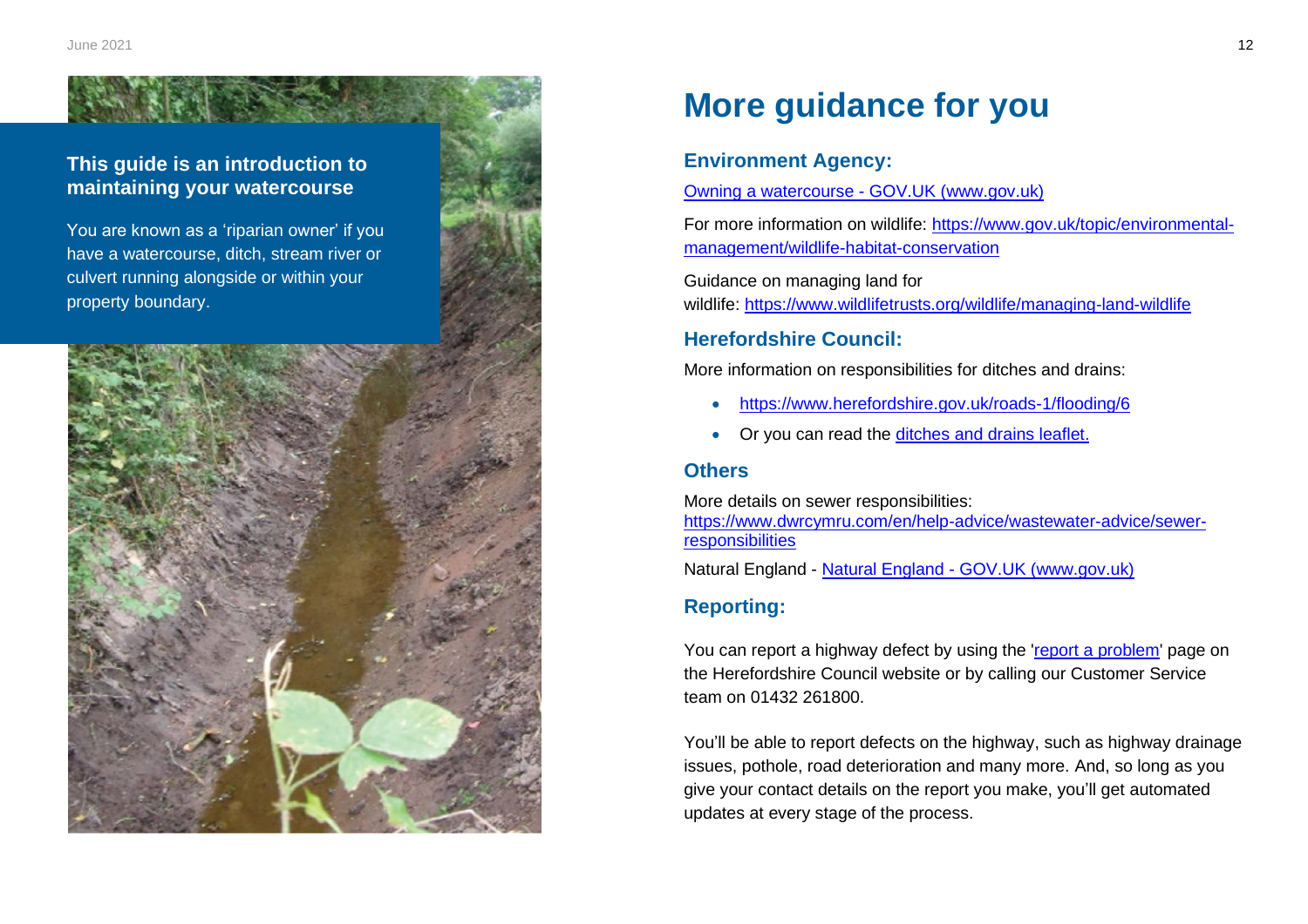**This guide is an introduction to maintaining your watercourse**

You are known as a 'riparian owner' if you have a watercourse, ditch, stream river or culvert running alongside or within your property boundary.

# More guidance for you

## Environment Agency:

Owning a watercourse - GOV.UK (www.gov.uk)

For more information on wildlife: https://www.gov.uk/topic/environmental-management/wildlife-habitat-conservation

Guidance on managing land for wildlife: https://www.wildlifetrusts.org/wildlife/managing-land-wildlife

## Herefordshire Council:

More information on responsibilities for ditches and drains:

- https://www.herefordshire.gov.uk/roads-1/flooding/6
- Or you can read the ditches and drains leaflet.

## Others

More details on sewer responsibilities: https://www.dwrcymru.com/en/help-advice/wastewater-advice/sewer-responsibilities

Natural England - Natural England - GOV.UK (www.gov.uk)

## Reporting:

You can report a highway defect by using the 'report a problem' page on the Herefordshire Council website or by calling our Customer Service team on 01432 261800.

You'll be able to report defects on the highway, such as highway drainage issues, pothole, road deterioration and many more. And, so long as you give your contact details on the report you make, you'll get automated updates at every stage of the process.